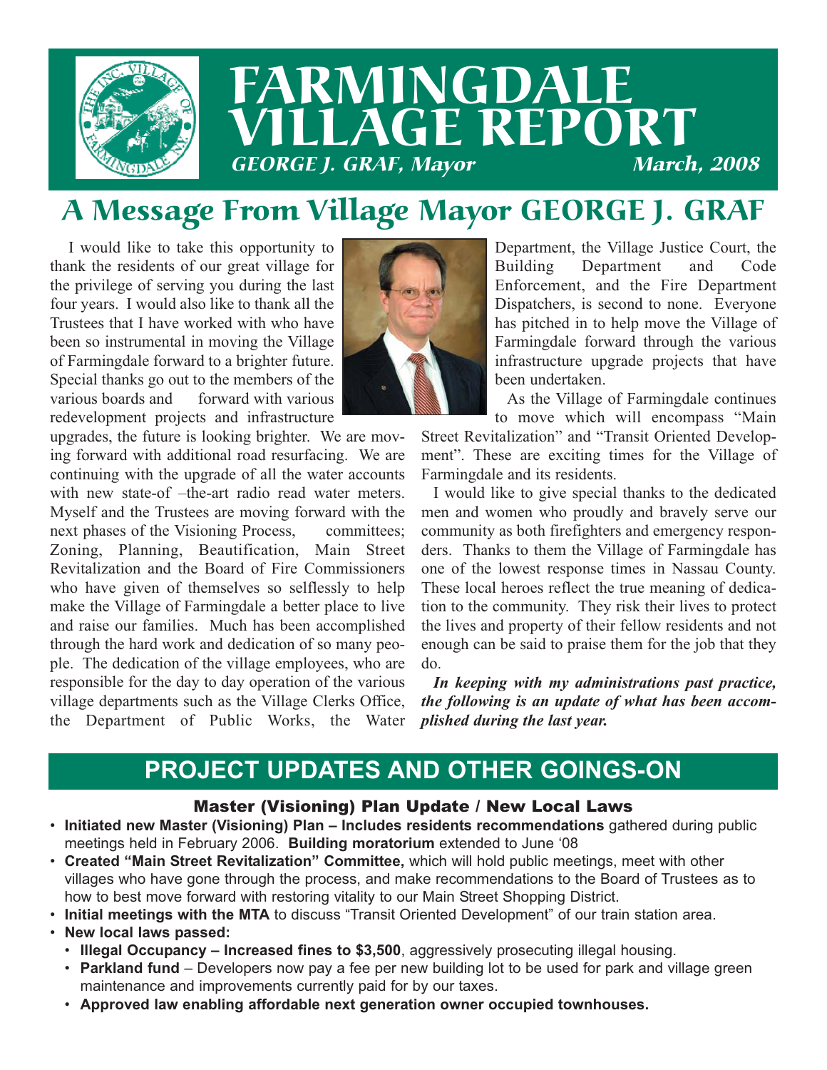# FARMINGDALE VILLAGE REPORT

*GEORGE J. GRAF, Mayor* *March, 2008*

## A Message From Village Mayor GEORGE J. GRAF

I would like to take this opportunity to thank the residents of our great village for the privilege of serving you during the last four years. I would also like to thank all the Trustees that I have worked with who have been so instrumental in moving the Village of Farmingdale forward to a brighter future. Special thanks go out to the members of the various boards and committees; Zoning, Planning, Beautification, Main Street Revitalization and the Board of Fire Commissioners who have given of themselves so selflessly to help make the Village of Farmingdale a better place to live and raise our families. Much has been accomplished through the hard work and dedication of so many people. The dedication of the village employees, who are responsible for the day to day operation of the various village departments such as the Village Clerks Office, the Department of Public Works, the Water Department, the Village Justice Court, the Building Department and Code Enforcement, and the Fire Department Dispatchers, is second to none. Everyone has pitched in to help move the Village of Farmingdale forward through the various infrastructure upgrade projects that have been undertaken.

As the Village of Farmingdale continues to move forward with various redevelopment projects and infrastructure upgrades, the future is looking brighter. We are moving forward with additional road resurfacing. We are continuing with the upgrade of all the water accounts with new state-of –the-art radio read water meters. Myself and the Trustees are moving forward with the next phases of the Visioning Process, which will encompass "Main Street Revitalization" and "Transit Oriented Development". These are exciting times for the Village of Farmingdale and its residents.

I would like to give special thanks to the dedicated men and women who proudly and bravely serve our community as both firefighters and emergency responders. Thanks to them the Village of Farmingdale has one of the lowest response times in Nassau County. These local heroes reflect the true meaning of dedication to the community. They risk their lives to protect the lives and property of their fellow residents and not enough can be said to praise them for the job that they do.

***In keeping with my administrations past practice, the following is an update of what has been accomplished during the last year.***

## PROJECT UPDATES AND OTHER GOINGS-ON

### Master (Visioning) Plan Update / New Local Laws

- **Initiated new Master (Visioning) Plan – Includes residents recommendations** gathered during public meetings held in February 2006. **Building moratorium** extended to June '08
- **Created "Main Street Revitalization" Committee,** which will hold public meetings, meet with other villages who have gone through the process, and make recommendations to the Board of Trustees as to how to best move forward with restoring vitality to our Main Street Shopping District.
- **Initial meetings with the MTA** to discuss "Transit Oriented Development" of our train station area.
- **New local laws passed:**
  - **Illegal Occupancy – Increased fines to $3,500**, aggressively prosecuting illegal housing.
  - **Parkland fund** – Developers now pay a fee per new building lot to be used for park and village green maintenance and improvements currently paid for by our taxes.
  - **Approved law enabling affordable next generation owner occupied townhouses.**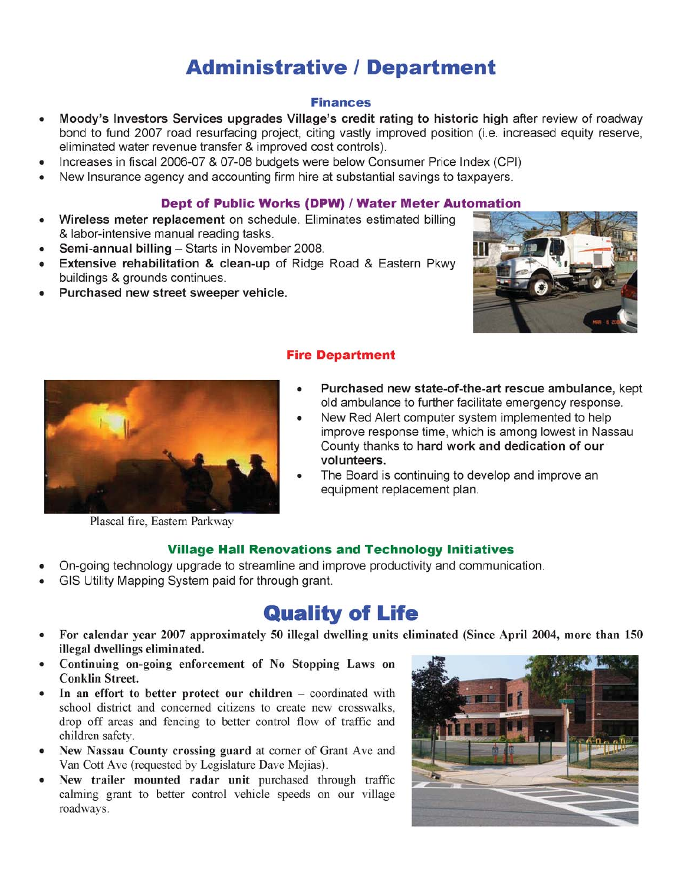# Administrative / Department

### Finances

- **Moody's Investors Services upgrades Village's credit rating to historic high** after review of roadway bond to fund 2007 road resurfacing project, citing vastly improved position (i.e. increased equity reserve, eliminated water revenue transfer & improved cost controls).
- Increases in fiscal 2006-07 & 07-08 budgets were below Consumer Price Index (CPI)
- New Insurance agency and accounting firm hire at substantial savings to taxpayers.

### Dept of Public Works (DPW) / Water Meter Automation

- **Wireless meter replacement** on schedule. Eliminates estimated billing & labor-intensive manual reading tasks.
- **Semi-annual billing** – Starts in November 2008.
- **Extensive rehabilitation & clean-up** of Ridge Road & Eastern Pkwy buildings & grounds continues.
- **Purchased new street sweeper vehicle.**

### Fire Department

- **Purchased new state-of-the-art rescue ambulance,** kept old ambulance to further facilitate emergency response.
- New Red Alert computer system implemented to help improve response time, which is among lowest in Nassau County thanks to **hard work and dedication of our volunteers.**
- The Board is continuing to develop and improve an equipment replacement plan.

Plascal fire, Eastern Parkway

### Village Hall Renovations and Technology Initiatives

- On-going technology upgrade to streamline and improve productivity and communication.
- GIS Utility Mapping System paid for through grant.

# Quality of Life

- **For calendar year 2007 approximately 50 illegal dwelling units eliminated (Since April 2004, more than 150 illegal dwellings eliminated.**
- **Continuing on-going enforcement of No Stopping Laws on Conklin Street.**
- **In an effort to better protect our children** – coordinated with school district and concerned citizens to create new crosswalks, drop off areas and fencing to better control flow of traffic and children safety.
- **New Nassau County crossing guard** at corner of Grant Ave and Van Cott Ave (requested by Legislature Dave Mejias).
- **New trailer mounted radar unit** purchased through traffic calming grant to better control vehicle speeds on our village roadways.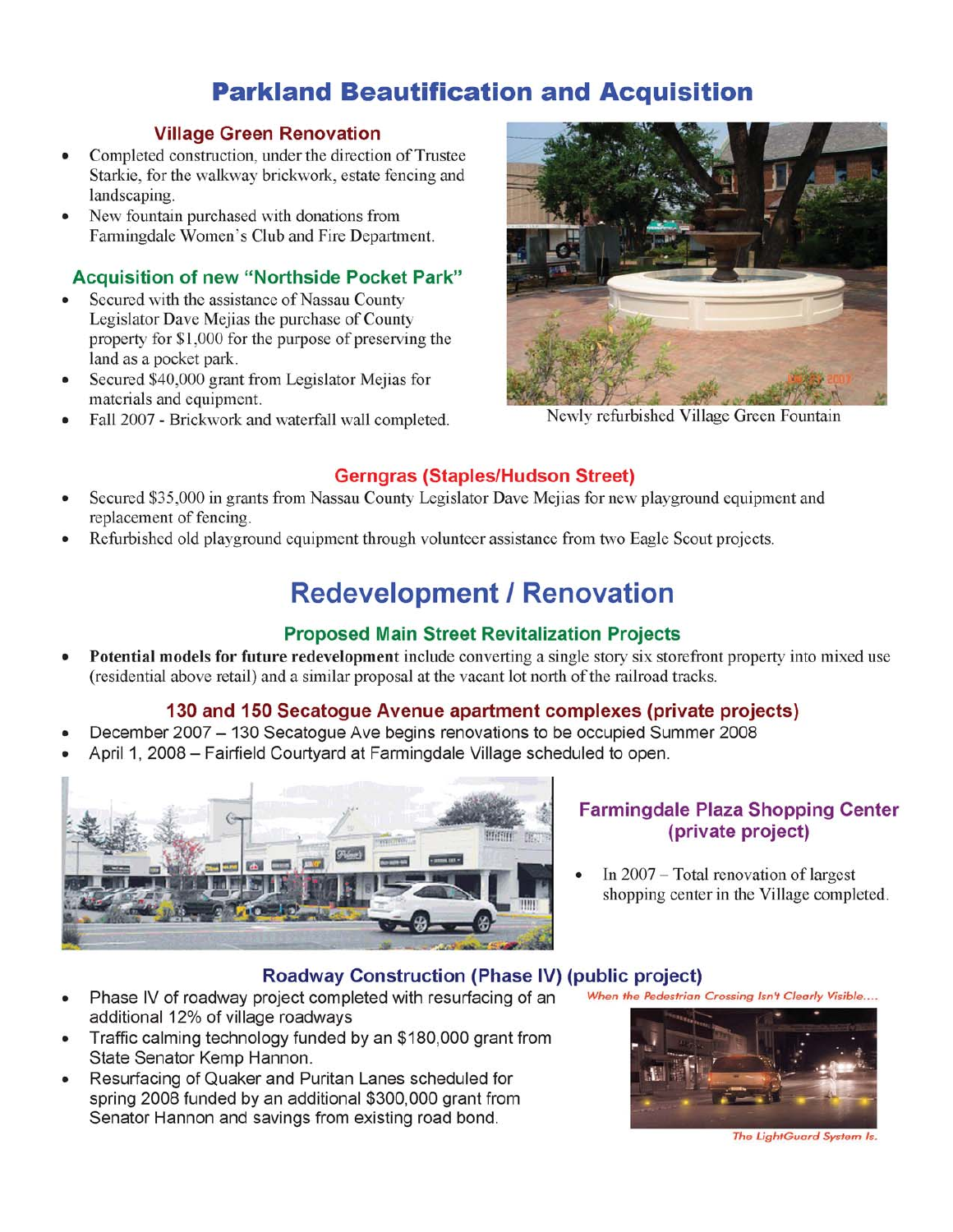# Parkland Beautification and Acquisition

### Village Green Renovation

- Completed construction, under the direction of Trustee Starkie, for the walkway brickwork, estate fencing and landscaping.
- New fountain purchased with donations from Farmingdale Women's Club and Fire Department.

Newly refurbished Village Green Fountain

### Acquisition of new "Northside Pocket Park"

- Secured with the assistance of Nassau County Legislator Dave Mejias the purchase of County property for $1,000 for the purpose of preserving the land as a pocket park.
- Secured $40,000 grant from Legislator Mejias for materials and equipment.
- Fall 2007 - Brickwork and waterfall wall completed.

### Gerngras (Staples/Hudson Street)

- Secured $35,000 in grants from Nassau County Legislator Dave Mejias for new playground equipment and replacement of fencing.
- Refurbished old playground equipment through volunteer assistance from two Eagle Scout projects.

# Redevelopment / Renovation

### Proposed Main Street Revitalization Projects

- **Potential models for future redevelopment** include converting a single story six storefront property into mixed use (residential above retail) and a similar proposal at the vacant lot north of the railroad tracks.

### 130 and 150 Secatogue Avenue apartment complexes (private projects)

- December 2007 – 130 Secatogue Ave begins renovations to be occupied Summer 2008
- April 1, 2008 – Fairfield Courtyard at Farmingdale Village scheduled to open.

### Farmingdale Plaza Shopping Center (private project)

- In 2007 – Total renovation of largest shopping center in the Village completed.

### Roadway Construction (Phase IV) (public project)

- Phase IV of roadway project completed with resurfacing of an additional 12% of village roadways
- Traffic calming technology funded by an $180,000 grant from State Senator Kemp Hannon.
- Resurfacing of Quaker and Puritan Lanes scheduled for spring 2008 funded by an additional $300,000 grant from Senator Hannon and savings from existing road bond.

*When the Pedestrian Crossing Isn't Clearly Visible....*

*The LightGuard System Is.*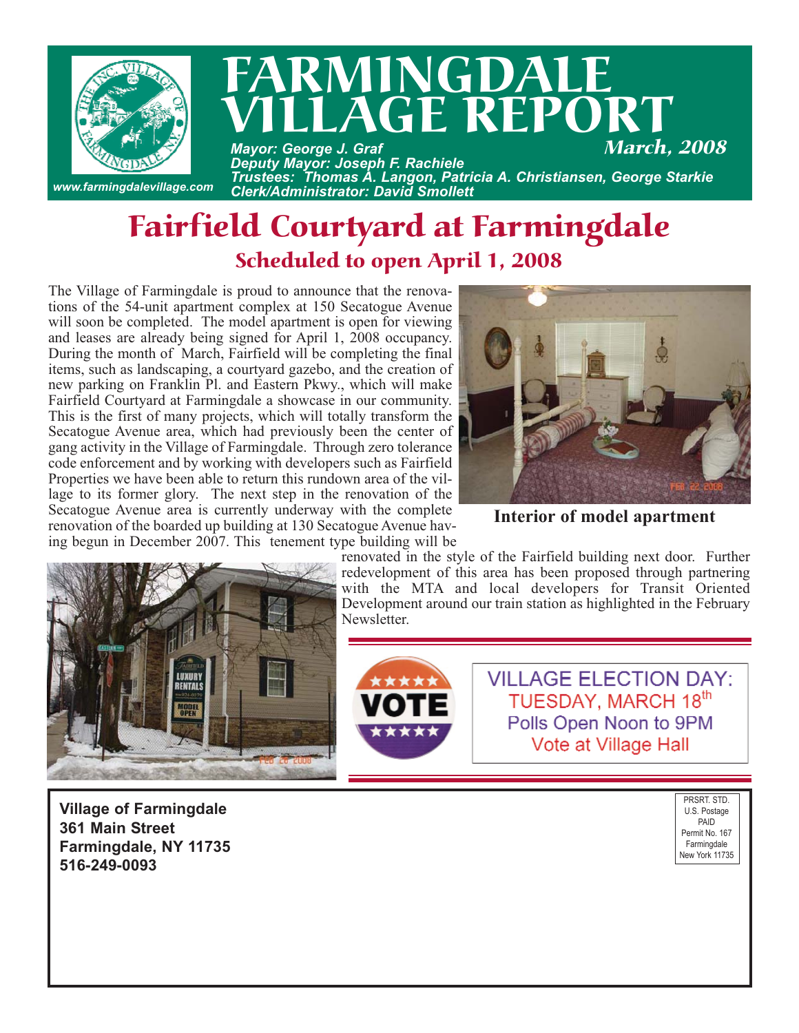# FARMINGDALE VILLAGE REPORT

*March, 2008*

www.farmingdalevillage.com

***Mayor: George J. Graf***
***Deputy Mayor: Joseph F. Rachiele***
***Trustees: Thomas A. Langon, Patricia A. Christiansen, George Starkie***
***Clerk/Administrator: David Smollett***

## Fairfield Courtyard at Farmingdale

### Scheduled to open April 1, 2008

The Village of Farmingdale is proud to announce that the renovations of the 54-unit apartment complex at 150 Secatogue Avenue will soon be completed. The model apartment is open for viewing and leases are already being signed for April 1, 2008 occupancy. During the month of March, Fairfield will be completing the final items, such as landscaping, a courtyard gazebo, and the creation of new parking on Franklin Pl. and Eastern Pkwy., which will make Fairfield Courtyard at Farmingdale a showcase in our community. This is the first of many projects, which will totally transform the Secatogue Avenue area, which had previously been the center of gang activity in the Village of Farmingdale. Through zero tolerance code enforcement and by working with developers such as Fairfield Properties we have been able to return this rundown area of the village to its former glory. The next step in the renovation of the Secatogue Avenue area is currently underway with the complete renovation of the boarded up building at 130 Secatogue Avenue having begun in December 2007. This tenement type building will be renovated in the style of the Fairfield building next door. Further redevelopment of this area has been proposed through partnering with the MTA and local developers for Transit Oriented Development around our train station as highlighted in the February Newsletter.

**Interior of model apartment**

VOTE

VILLAGE ELECTION DAY:
TUESDAY, MARCH 18th
Polls Open Noon to 9PM
Vote at Village Hall

**Village of Farmingdale**
**361 Main Street**
**Farmingdale, NY 11735**
**516-249-0093**

PRSRT. STD.
U.S. Postage
PAID
Permit No. 167
Farmingdale
New York 11735